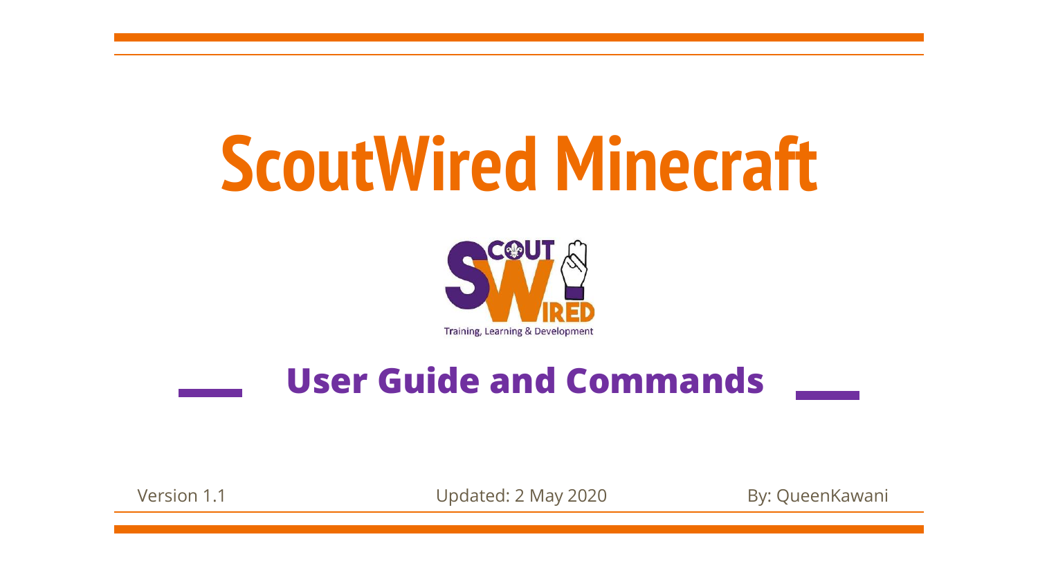# ScoutWired Minecraft

## User Guide and Commands

Version 1.1

Updated: 2 May 2020

By: QueenKawani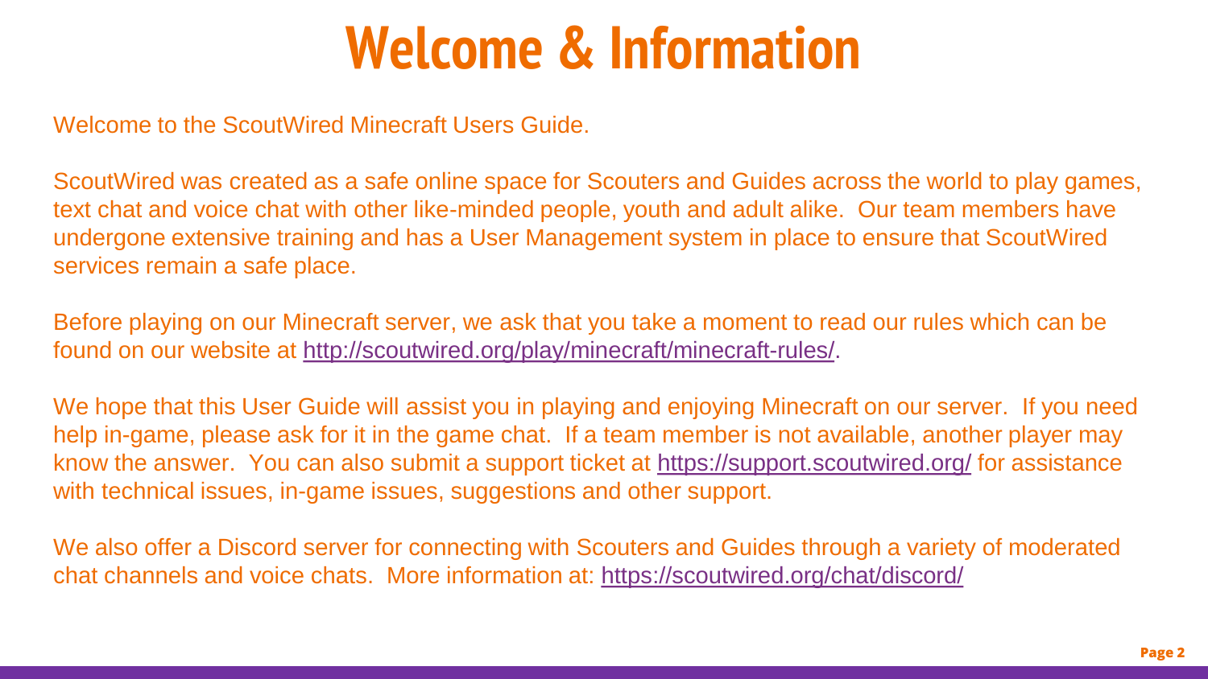# Welcome & Information

Welcome to the ScoutWired Minecraft Users Guide.

ScoutWired was created as a safe online space for Scouters and Guides across the world to play games, text chat and voice chat with other like-minded people, youth and adult alike. Our team members have undergone extensive training and has a User Management system in place to ensure that ScoutWired services remain a safe place.

Before playing on our Minecraft server, we ask that you take a moment to read our rules which can be found on our website at [http://scoutwired.org/play/minecraft/minecraft-rules/](http://scoutwired.org/play/minecraft/minecraft-rules/).

We hope that this User Guide will assist you in playing and enjoying Minecraft on our server. If you need help in-game, please ask for it in the game chat. If a team member is not available, another player may know the answer. You can also submit a support ticket at [https://support.scoutwired.org/](https://support.scoutwired.org/) for assistance with technical issues, in-game issues, suggestions and other support.

We also offer a Discord server for connecting with Scouters and Guides through a variety of moderated chat channels and voice chats. More information at: [https://scoutwired.org/chat/discord/](https://scoutwired.org/chat/discord/)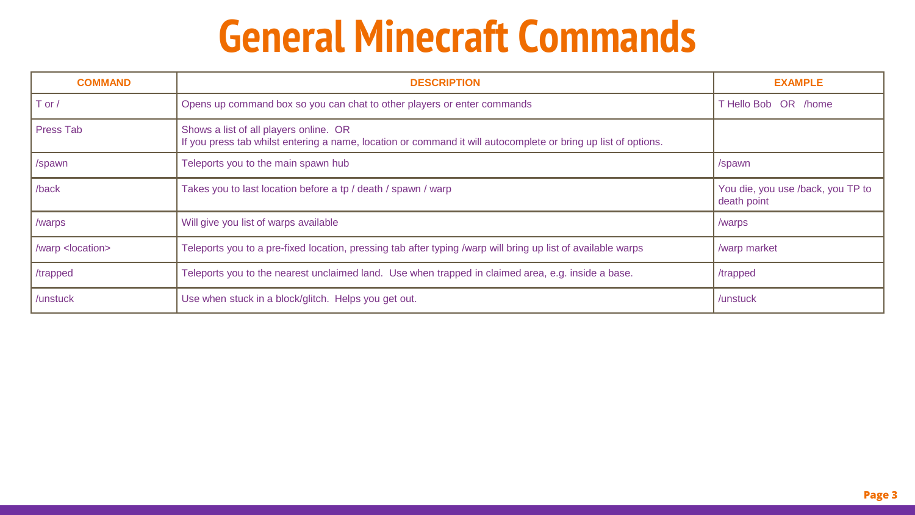# General Minecraft Commands

| COMMAND | DESCRIPTION | EXAMPLE |
| --- | --- | --- |
| T or / | Opens up command box so you can chat to other players or enter commands | T Hello Bob OR /home |
| Press Tab | Shows a list of all players online. OR<br>If you press tab whilst entering a name, location or command it will autocomplete or bring up list of options. | |
| /spawn | Teleports you to the main spawn hub | /spawn |
| /back | Takes you to last location before a tp / death / spawn / warp | You die, you use /back, you TP to death point |
| /warps | Will give you list of warps available | /warps |
| /warp <location> | Teleports you to a pre-fixed location, pressing tab after typing /warp will bring up list of available warps | /warp market |
| /trapped | Teleports you to the nearest unclaimed land. Use when trapped in claimed area, e.g. inside a base. | /trapped |
| /unstuck | Use when stuck in a block/glitch. Helps you get out. | /unstuck |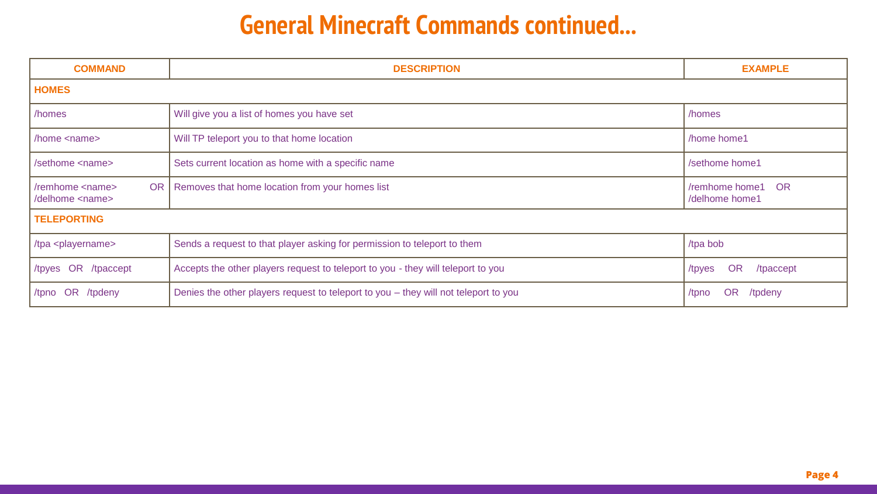# General Minecraft Commands continued...

| COMMAND | DESCRIPTION | EXAMPLE |
|---|---|---|
| **HOMES** | | |
| /homes | Will give you a list of homes you have set | /homes |
| /home <name> | Will TP teleport you to that home location | /home home1 |
| /sethome <name> | Sets current location as home with a specific name | /sethome home1 |
| /remhome <name> OR /delhome <name> | Removes that home location from your homes list | /remhome home1 OR /delhome home1 |
| **TELEPORTING** | | |
| /tpa <playername> | Sends a request to that player asking for permission to teleport to them | /tpa bob |
| /tpyes OR /tpaccept | Accepts the other players request to teleport to you - they will teleport to you | /tpyes OR /tpaccept |
| /tpno OR /tpdeny | Denies the other players request to teleport to you – they will not teleport to you | /tpno OR /tpdeny |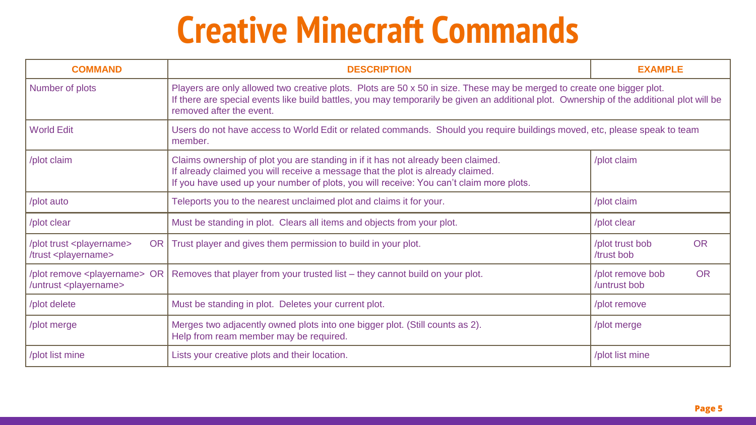# Creative Minecraft Commands

| COMMAND | DESCRIPTION | EXAMPLE |
|---|---|---|
| Number of plots | Players are only allowed two creative plots. Plots are 50 x 50 in size. These may be merged to create one bigger plot.<br>If there are special events like build battles, you may temporarily be given an additional plot. Ownership of the additional plot will be removed after the event. | |
| World Edit | Users do not have access to World Edit or related commands. Should you require buildings moved, etc, please speak to team member. | |
| /plot claim | Claims ownership of plot you are standing in if it has not already been claimed.<br>If already claimed you will receive a message that the plot is already claimed.<br>If you have used up your number of plots, you will receive: You can't claim more plots. | /plot claim |
| /plot auto | Teleports you to the nearest unclaimed plot and claims it for your. | /plot claim |
| /plot clear | Must be standing in plot. Clears all items and objects from your plot. | /plot clear |
| /plot trust <playername> OR /trust <playername> | Trust player and gives them permission to build in your plot. | /plot trust bob OR /trust bob |
| /plot remove <playername> OR /untrust <playername> | Removes that player from your trusted list – they cannot build on your plot. | /plot remove bob OR /untrust bob |
| /plot delete | Must be standing in plot. Deletes your current plot. | /plot remove |
| /plot merge | Merges two adjacently owned plots into one bigger plot. (Still counts as 2).<br>Help from ream member may be required. | /plot merge |
| /plot list mine | Lists your creative plots and their location. | /plot list mine |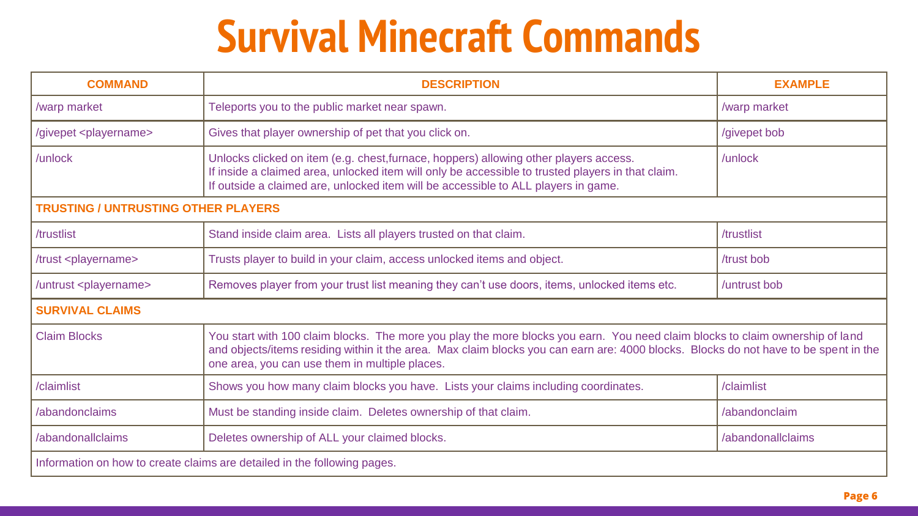# Survival Minecraft Commands

| COMMAND | DESCRIPTION | EXAMPLE |
|---|---|---|
| /warp market | Teleports you to the public market near spawn. | /warp market |
| /givepet <playername> | Gives that player ownership of pet that you click on. | /givepet bob |
| /unlock | Unlocks clicked on item (e.g. chest,furnace, hoppers) allowing other players access.<br>If inside a claimed area, unlocked item will only be accessible to trusted players in that claim.<br>If outside a claimed are, unlocked item will be accessible to ALL players in game. | /unlock |
| **TRUSTING / UNTRUSTING OTHER PLAYERS** | | |
| /trustlist | Stand inside claim area. Lists all players trusted on that claim. | /trustlist |
| /trust <playername> | Trusts player to build in your claim, access unlocked items and object. | /trust bob |
| /untrust <playername> | Removes player from your trust list meaning they can't use doors, items, unlocked items etc. | /untrust bob |
| **SURVIVAL CLAIMS** | | |
| Claim Blocks | You start with 100 claim blocks. The more you play the more blocks you earn. You need claim blocks to claim ownership of land and objects/items residing within it the area. Max claim blocks you can earn are: 4000 blocks. Blocks do not have to be spent in the one area, you can use them in multiple places. | |
| /claimlist | Shows you how many claim blocks you have. Lists your claims including coordinates. | /claimlist |
| /abandonclaims | Must be standing inside claim. Deletes ownership of that claim. | /abandonclaim |
| /abandonallclaims | Deletes ownership of ALL your claimed blocks. | /abandonallclaims |
| Information on how to create claims are detailed in the following pages. | | |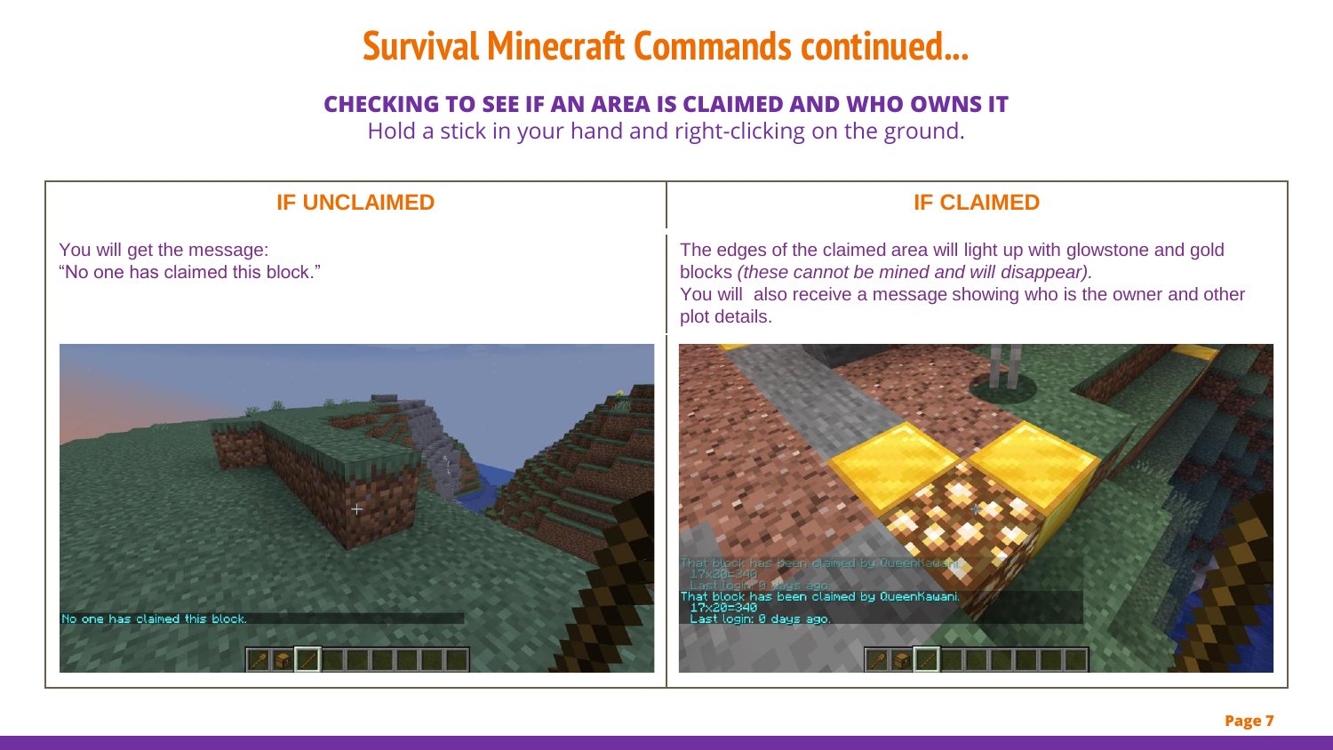# Survival Minecraft Commands continued...

## CHECKING TO SEE IF AN AREA IS CLAIMED AND WHO OWNS IT

Hold a stick in your hand and right-clicking on the ground.

| IF UNCLAIMED | IF CLAIMED |
| --- | --- |
| You will get the message:<br>"No one has claimed this block." | The edges of the claimed area will light up with glowstone and gold blocks *(these cannot be mined and will disappear).*<br>You will also receive a message showing who is the owner and other plot details. |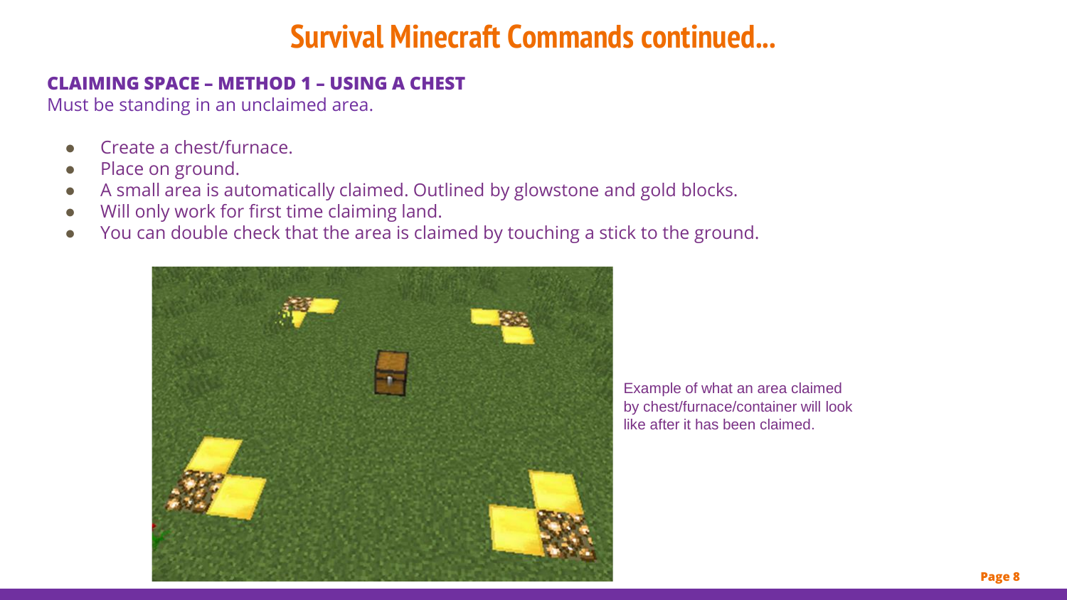# Survival Minecraft Commands continued…

### CLAIMING SPACE – METHOD 1 – USING A CHEST

Must be standing in an unclaimed area.

- Create a chest/furnace.
- Place on ground.
- A small area is automatically claimed. Outlined by glowstone and gold blocks.
- Will only work for first time claiming land.
- You can double check that the area is claimed by touching a stick to the ground.

Example of what an area claimed by chest/furnace/container will look like after it has been claimed.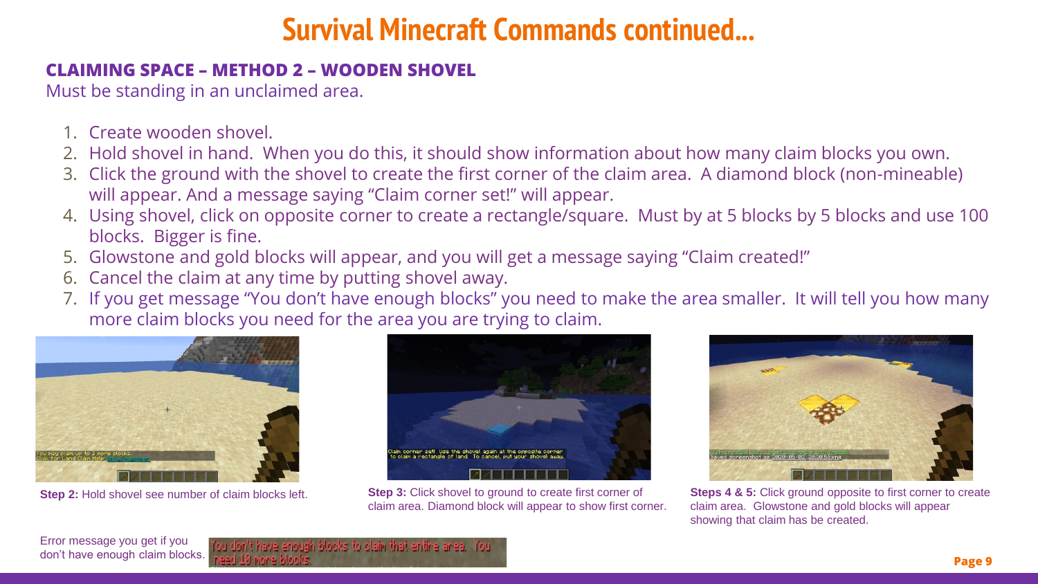# Survival Minecraft Commands continued...

### CLAIMING SPACE – METHOD 2 – WOODEN SHOVEL

Must be standing in an unclaimed area.

1. Create wooden shovel.
2. Hold shovel in hand. When you do this, it should show information about how many claim blocks you own.
3. Click the ground with the shovel to create the first corner of the claim area. A diamond block (non-mineable) will appear. And a message saying “Claim corner set!” will appear.
4. Using shovel, click on opposite corner to create a rectangle/square. Must by at 5 blocks by 5 blocks and use 100 blocks. Bigger is fine.
5. Glowstone and gold blocks will appear, and you will get a message saying “Claim created!”
6. Cancel the claim at any time by putting shovel away.
7. If you get message “You don’t have enough blocks” you need to make the area smaller. It will tell you how many more claim blocks you need for the area you are trying to claim.

**Step 2:** Hold shovel see number of claim blocks left.

**Step 3:** Click shovel to ground to create first corner of claim area. Diamond block will appear to show first corner.

**Steps 4 & 5:** Click ground opposite to first corner to create claim area. Glowstone and gold blocks will appear showing that claim has be created.

Error message you get if you don’t have enough claim blocks.

You don't have enough blocks to claim that entire area. You need 10 more blocks.